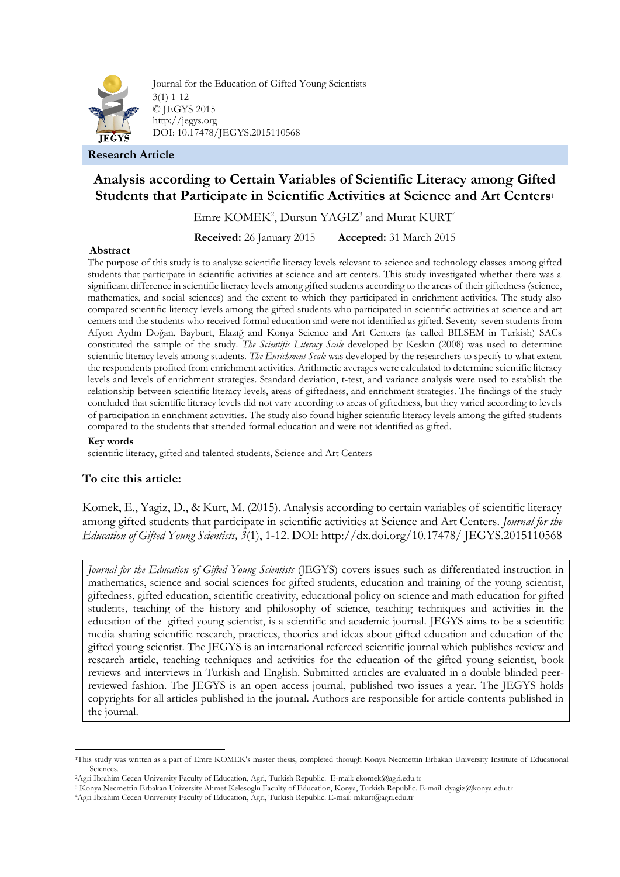Journal for the Education of Gifted Young Scientists
3(1) 1-12
© JEGYS 2015
http://jegys.org
DOI: 10.17478/JEGYS.2015110568

**Research Article**

# Analysis according to Certain Variables of Scientific Literacy among Gifted Students that Participate in Scientific Activities at Science and Art Centers[1]

Emre KOMEK[2], Dursun YAGIZ[3] and Murat KURT[4]

**Received:** 26 January 2015 **Accepted:** 31 March 2015

### Abstract

The purpose of this study is to analyze scientific literacy levels relevant to science and technology classes among gifted students that participate in scientific activities at science and art centers. This study investigated whether there was a significant difference in scientific literacy levels among gifted students according to the areas of their giftedness (science, mathematics, and social sciences) and the extent to which they participated in enrichment activities. The study also compared scientific literacy levels among the gifted students who participated in scientific activities at science and art centers and the students who received formal education and were not identified as gifted. Seventy-seven students from Afyon Aydın Doğan, Bayburt, Elazığ and Konya Science and Art Centers (as called BILSEM in Turkish) SACs constituted the sample of the study. *The Scientific Literacy Scale* developed by Keskin (2008) was used to determine scientific literacy levels among students. *The Enrichment Scale* was developed by the researchers to specify to what extent the respondents profited from enrichment activities. Arithmetic averages were calculated to determine scientific literacy levels and levels of enrichment strategies. Standard deviation, t-test, and variance analysis were used to establish the relationship between scientific literacy levels, areas of giftedness, and enrichment strategies. The findings of the study concluded that scientific literacy levels did not vary according to areas of giftedness, but they varied according to levels of participation in enrichment activities. The study also found higher scientific literacy levels among the gifted students compared to the students that attended formal education and were not identified as gifted.

### Key words

scientific literacy, gifted and talented students, Science and Art Centers

### To cite this article:

Komek, E., Yagiz, D., & Kurt, M. (2015). Analysis according to certain variables of scientific literacy among gifted students that participate in scientific activities at Science and Art Centers. *Journal for the Education of Gifted Young Scientists, 3*(1), 1-12. DOI: http://dx.doi.org/10.17478/ JEGYS.2015110568

*Journal for the Education of Gifted Young Scientists* (JEGYS) covers issues such as differentiated instruction in mathematics, science and social sciences for gifted students, education and training of the young scientist, giftedness, gifted education, scientific creativity, educational policy on science and math education for gifted students, teaching of the history and philosophy of science, teaching techniques and activities in the education of the gifted young scientist, is a scientific and academic journal. JEGYS aims to be a scientific media sharing scientific research, practices, theories and ideas about gifted education and education of the gifted young scientist. The JEGYS is an international refereed scientific journal which publishes review and research article, teaching techniques and activities for the education of the gifted young scientist, book reviews and interviews in Turkish and English. Submitted articles are evaluated in a double blinded peer-reviewed fashion. The JEGYS is an open access journal, published two issues a year. The JEGYS holds copyrights for all articles published in the journal. Authors are responsible for article contents published in the journal.

---

[1]This study was written as a part of Emre KOMEK's master thesis, completed through Konya Necmettin Erbakan University Institute of Educational Sciences.

[2]Agri Ibrahim Cecen University Faculty of Education, Agri, Turkish Republic. E-mail: ekomek@agri.edu.tr

[3] Konya Necmettin Erbakan University Ahmet Kelesoglu Faculty of Education, Konya, Turkish Republic. E-mail: dyagiz@konya.edu.tr

[4]Agri Ibrahim Cecen University Faculty of Education, Agri, Turkish Republic. E-mail: mkurt@agri.edu.tr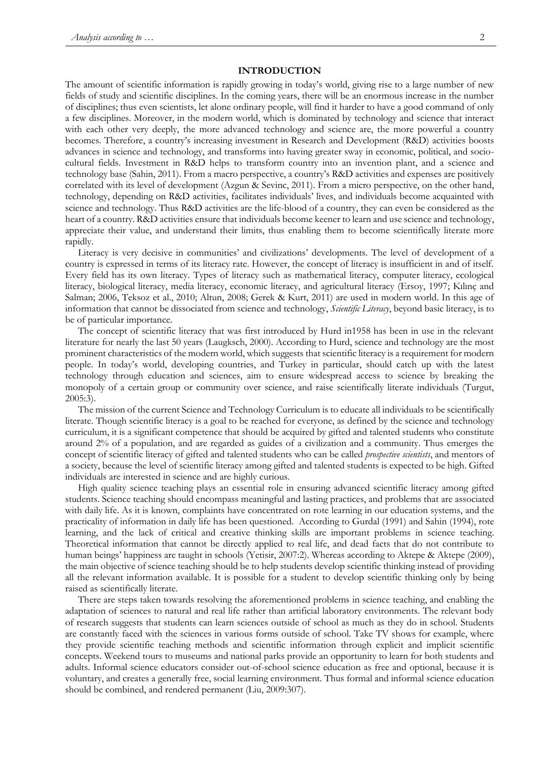## INTRODUCTION

The amount of scientific information is rapidly growing in today's world, giving rise to a large number of new fields of study and scientific disciplines. In the coming years, there will be an enormous increase in the number of disciplines; thus even scientists, let alone ordinary people, will find it harder to have a good command of only a few disciplines. Moreover, in the modern world, which is dominated by technology and science that interact with each other very deeply, the more advanced technology and science are, the more powerful a country becomes. Therefore, a country's increasing investment in Research and Development (R&D) activities boosts advances in science and technology, and transforms into having greater sway in economic, political, and socio-cultural fields. Investment in R&D helps to transform country into an invention plant, and a science and technology base (Sahin, 2011). From a macro perspective, a country's R&D activities and expenses are positively correlated with its level of development (Azgun & Sevinc, 2011). From a micro perspective, on the other hand, technology, depending on R&D activities, facilitates individuals' lives, and individuals become acquainted with science and technology. Thus R&D activities are the life-blood of a country, they can even be considered as the heart of a country. R&D activities ensure that individuals become keener to learn and use science and technology, appreciate their value, and understand their limits, thus enabling them to become scientifically literate more rapidly.

Literacy is very decisive in communities' and civilizations' developments. The level of development of a country is expressed in terms of its literacy rate. However, the concept of literacy is insufficient in and of itself. Every field has its own literacy. Types of literacy such as mathematical literacy, computer literacy, ecological literacy, biological literacy, media literacy, economic literacy, and agricultural literacy (Ersoy, 1997; Kılınç and Salman; 2006, Teksoz et al., 2010; Altun, 2008; Gerek & Kurt, 2011) are used in modern world. In this age of information that cannot be dissociated from science and technology, *Scientific Literacy*, beyond basic literacy, is to be of particular importance.

The concept of scientific literacy that was first introduced by Hurd in1958 has been in use in the relevant literature for nearly the last 50 years (Laugksch, 2000). According to Hurd, science and technology are the most prominent characteristics of the modern world, which suggests that scientific literacy is a requirement for modern people. In today's world, developing countries, and Turkey in particular, should catch up with the latest technology through education and sciences, aim to ensure widespread access to science by breaking the monopoly of a certain group or community over science, and raise scientifically literate individuals (Turgut, 2005:3).

The mission of the current Science and Technology Curriculum is to educate all individuals to be scientifically literate. Though scientific literacy is a goal to be reached for everyone, as defined by the science and technology curriculum, it is a significant competence that should be acquired by gifted and talented students who constitute around 2% of a population, and are regarded as guides of a civilization and a community. Thus emerges the concept of scientific literacy of gifted and talented students who can be called *prospective scientists*, and mentors of a society, because the level of scientific literacy among gifted and talented students is expected to be high. Gifted individuals are interested in science and are highly curious.

High quality science teaching plays an essential role in ensuring advanced scientific literacy among gifted students. Science teaching should encompass meaningful and lasting practices, and problems that are associated with daily life. As it is known, complaints have concentrated on rote learning in our education systems, and the practicality of information in daily life has been questioned. According to Gurdal (1991) and Sahin (1994), rote learning, and the lack of critical and creative thinking skills are important problems in science teaching. Theoretical information that cannot be directly applied to real life, and dead facts that do not contribute to human beings' happiness are taught in schools (Yetisir, 2007:2). Whereas according to Aktepe & Aktepe (2009), the main objective of science teaching should be to help students develop scientific thinking instead of providing all the relevant information available. It is possible for a student to develop scientific thinking only by being raised as scientifically literate.

There are steps taken towards resolving the aforementioned problems in science teaching, and enabling the adaptation of sciences to natural and real life rather than artificial laboratory environments. The relevant body of research suggests that students can learn sciences outside of school as much as they do in school. Students are constantly faced with the sciences in various forms outside of school. Take TV shows for example, where they provide scientific teaching methods and scientific information through explicit and implicit scientific concepts. Weekend tours to museums and national parks provide an opportunity to learn for both students and adults. Informal science educators consider out-of-school science education as free and optional, because it is voluntary, and creates a generally free, social learning environment. Thus formal and informal science education should be combined, and rendered permanent (Liu, 2009:307).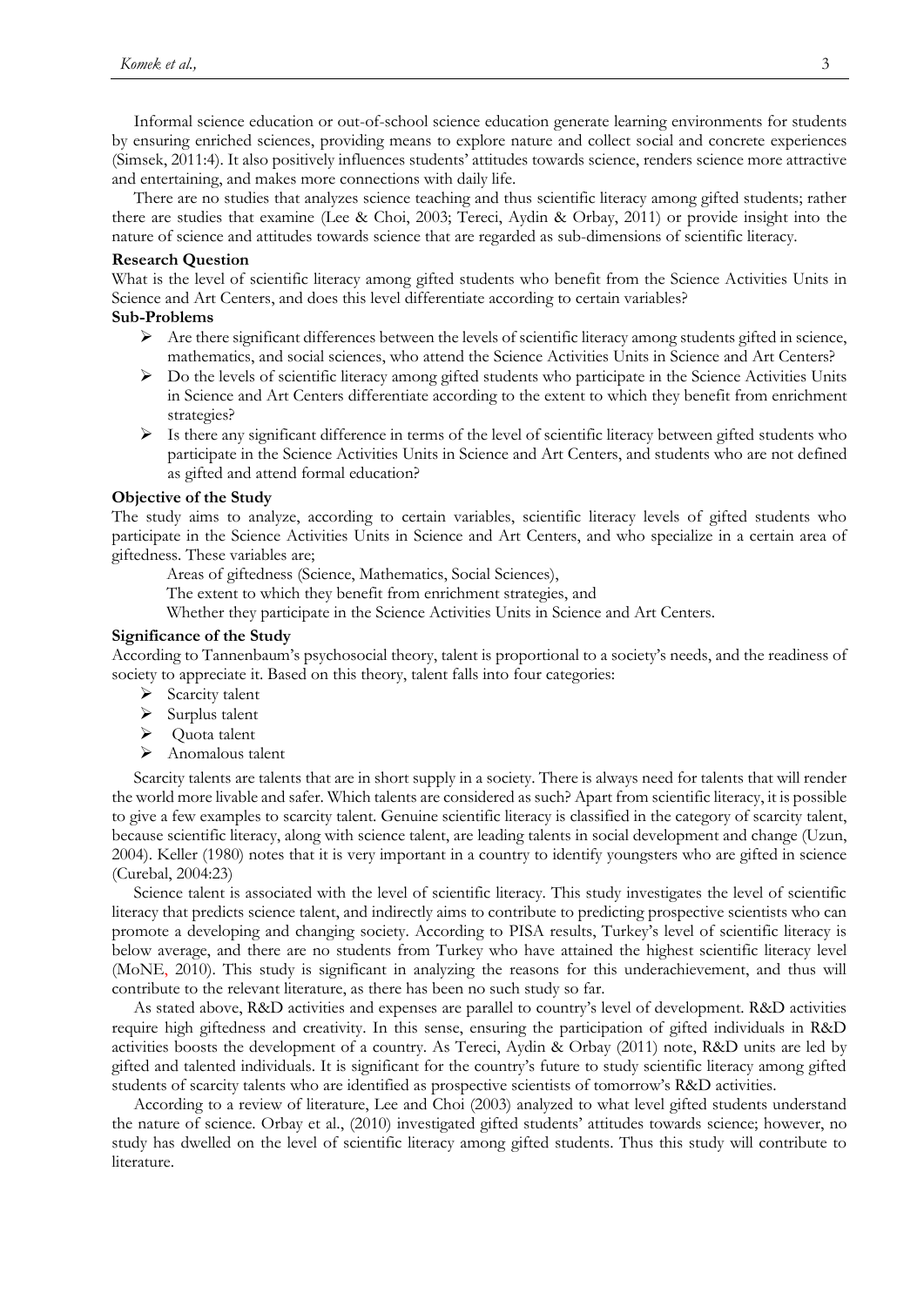Informal science education or out-of-school science education generate learning environments for students by ensuring enriched sciences, providing means to explore nature and collect social and concrete experiences (Simsek, 2011:4). It also positively influences students' attitudes towards science, renders science more attractive and entertaining, and makes more connections with daily life.

There are no studies that analyzes science teaching and thus scientific literacy among gifted students; rather there are studies that examine (Lee & Choi, 2003; Tereci, Aydin & Orbay, 2011) or provide insight into the nature of science and attitudes towards science that are regarded as sub-dimensions of scientific literacy.

**Research Question**

What is the level of scientific literacy among gifted students who benefit from the Science Activities Units in Science and Art Centers, and does this level differentiate according to certain variables?

**Sub-Problems**

- Are there significant differences between the levels of scientific literacy among students gifted in science, mathematics, and social sciences, who attend the Science Activities Units in Science and Art Centers?
- Do the levels of scientific literacy among gifted students who participate in the Science Activities Units in Science and Art Centers differentiate according to the extent to which they benefit from enrichment strategies?
- Is there any significant difference in terms of the level of scientific literacy between gifted students who participate in the Science Activities Units in Science and Art Centers, and students who are not defined as gifted and attend formal education?

**Objective of the Study**

The study aims to analyze, according to certain variables, scientific literacy levels of gifted students who participate in the Science Activities Units in Science and Art Centers, and who specialize in a certain area of giftedness. These variables are;

Areas of giftedness (Science, Mathematics, Social Sciences),

The extent to which they benefit from enrichment strategies, and

Whether they participate in the Science Activities Units in Science and Art Centers.

**Significance of the Study**

According to Tannenbaum's psychosocial theory, talent is proportional to a society's needs, and the readiness of society to appreciate it. Based on this theory, talent falls into four categories:

- Scarcity talent
- Surplus talent
- Quota talent
- Anomalous talent

Scarcity talents are talents that are in short supply in a society. There is always need for talents that will render the world more livable and safer. Which talents are considered as such? Apart from scientific literacy, it is possible to give a few examples to scarcity talent. Genuine scientific literacy is classified in the category of scarcity talent, because scientific literacy, along with science talent, are leading talents in social development and change (Uzun, 2004). Keller (1980) notes that it is very important in a country to identify youngsters who are gifted in science (Curebal, 2004:23)

Science talent is associated with the level of scientific literacy. This study investigates the level of scientific literacy that predicts science talent, and indirectly aims to contribute to predicting prospective scientists who can promote a developing and changing society. According to PISA results, Turkey's level of scientific literacy is below average, and there are no students from Turkey who have attained the highest scientific literacy level (MoNE, 2010). This study is significant in analyzing the reasons for this underachievement, and thus will contribute to the relevant literature, as there has been no such study so far.

As stated above, R&D activities and expenses are parallel to country's level of development. R&D activities require high giftedness and creativity. In this sense, ensuring the participation of gifted individuals in R&D activities boosts the development of a country. As Tereci, Aydin & Orbay (2011) note, R&D units are led by gifted and talented individuals. It is significant for the country's future to study scientific literacy among gifted students of scarcity talents who are identified as prospective scientists of tomorrow's R&D activities.

According to a review of literature, Lee and Choi (2003) analyzed to what level gifted students understand the nature of science. Orbay et al., (2010) investigated gifted students' attitudes towards science; however, no study has dwelled on the level of scientific literacy among gifted students. Thus this study will contribute to literature.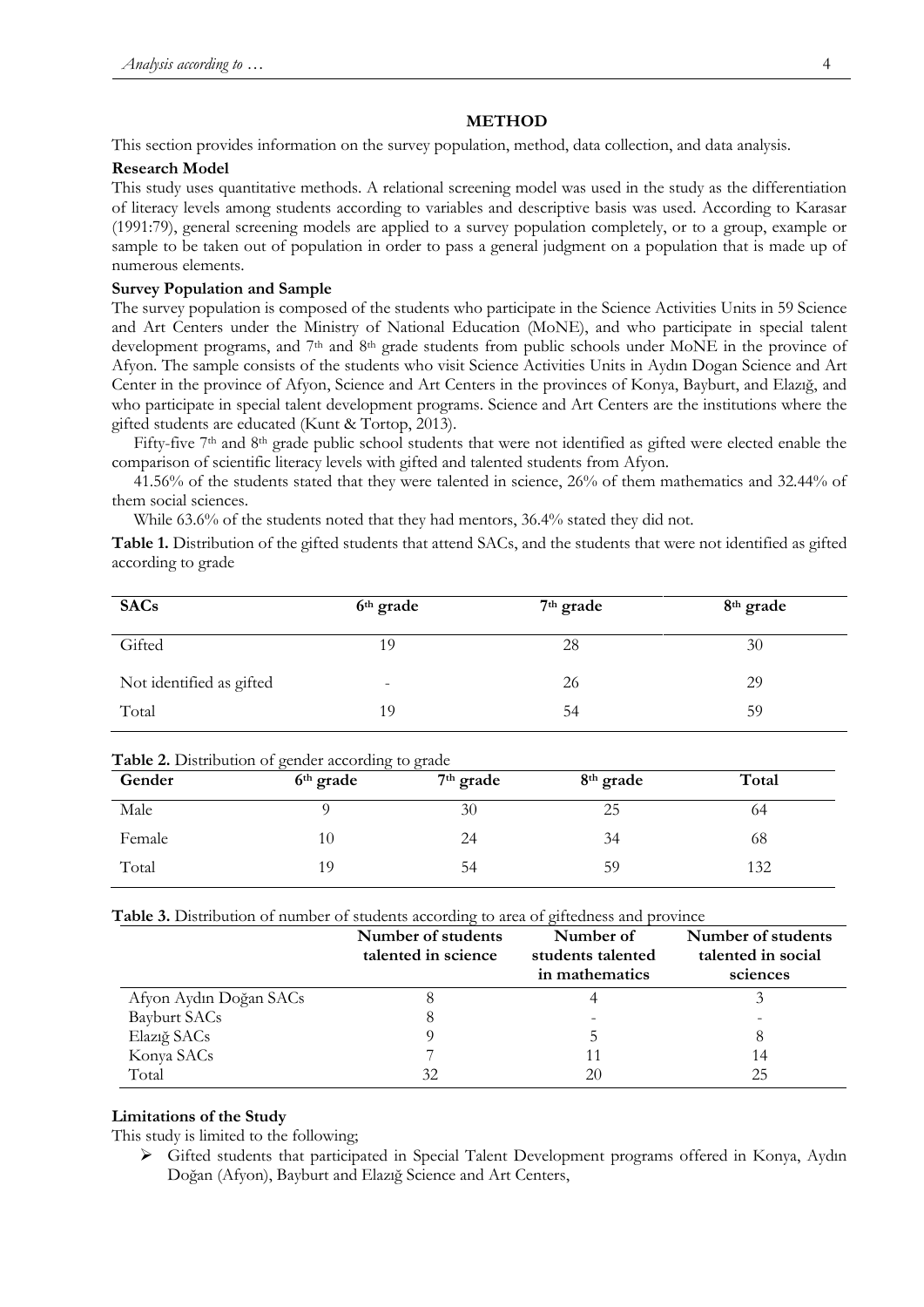## METHOD

This section provides information on the survey population, method, data collection, and data analysis.

### Research Model

This study uses quantitative methods. A relational screening model was used in the study as the differentiation of literacy levels among students according to variables and descriptive basis was used. According to Karasar (1991:79), general screening models are applied to a survey population completely, or to a group, example or sample to be taken out of population in order to pass a general judgment on a population that is made up of numerous elements.

### Survey Population and Sample

The survey population is composed of the students who participate in the Science Activities Units in 59 Science and Art Centers under the Ministry of National Education (MoNE), and who participate in special talent development programs, and 7th and 8th grade students from public schools under MoNE in the province of Afyon. The sample consists of the students who visit Science Activities Units in Aydın Dogan Science and Art Center in the province of Afyon, Science and Art Centers in the provinces of Konya, Bayburt, and Elazığ, and who participate in special talent development programs. Science and Art Centers are the institutions where the gifted students are educated (Kunt & Tortop, 2013).

Fifty-five 7th and 8th grade public school students that were not identified as gifted were elected enable the comparison of scientific literacy levels with gifted and talented students from Afyon.

41.56% of the students stated that they were talented in science, 26% of them mathematics and 32.44% of them social sciences.

While 63.6% of the students noted that they had mentors, 36.4% stated they did not.

**Table 1.** Distribution of the gifted students that attend SACs, and the students that were not identified as gifted according to grade

| SACs | 6th grade | 7th grade | 8th grade |
|---|---|---|---|
| Gifted | 19 | 28 | 30 |
| Not identified as gifted | - | 26 | 29 |
| Total | 19 | 54 | 59 |

**Table 2.** Distribution of gender according to grade

| Gender | 6th grade | 7th grade | 8th grade | Total |
|---|---|---|---|---|
| Male | 9 | 30 | 25 | 64 |
| Female | 10 | 24 | 34 | 68 |
| Total | 19 | 54 | 59 | 132 |

**Table 3.** Distribution of number of students according to area of giftedness and province

| | Number of students talented in science | Number of students talented in mathematics | Number of students talented in social sciences |
|---|---|---|---|
| Afyon Aydın Doğan SACs | 8 | 4 | 3 |
| Bayburt SACs | 8 | - | - |
| Elazığ SACs | 9 | 5 | 8 |
| Konya SACs | 7 | 11 | 14 |
| Total | 32 | 20 | 25 |

### Limitations of the Study

This study is limited to the following;

- Gifted students that participated in Special Talent Development programs offered in Konya, Aydın Doğan (Afyon), Bayburt and Elazığ Science and Art Centers,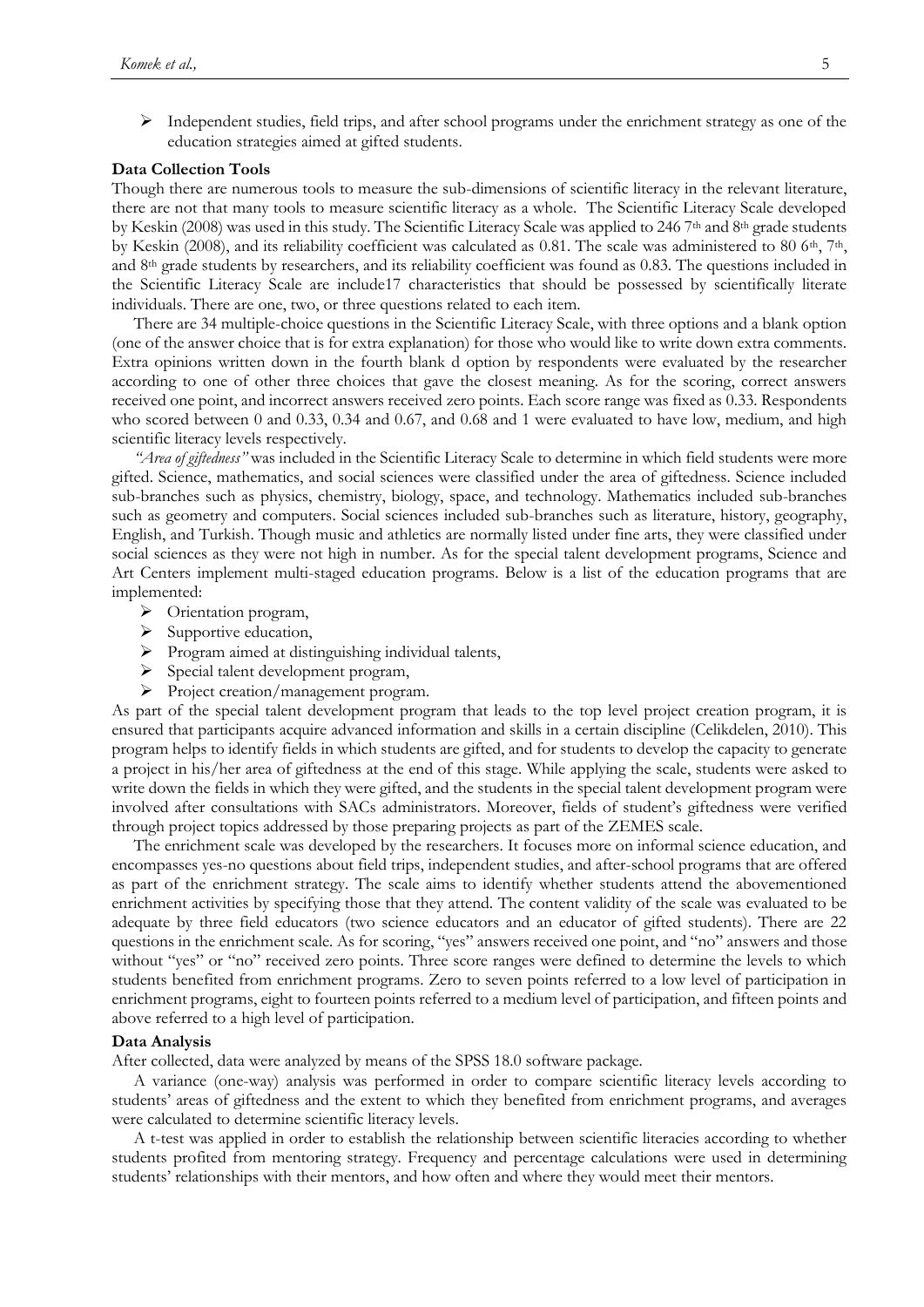- Independent studies, field trips, and after school programs under the enrichment strategy as one of the education strategies aimed at gifted students.

**Data Collection Tools**

Though there are numerous tools to measure the sub-dimensions of scientific literacy in the relevant literature, there are not that many tools to measure scientific literacy as a whole. The Scientific Literacy Scale developed by Keskin (2008) was used in this study. The Scientific Literacy Scale was applied to 246 7th and 8th grade students by Keskin (2008), and its reliability coefficient was calculated as 0.81. The scale was administered to 80 6th, 7th, and 8th grade students by researchers, and its reliability coefficient was found as 0.83. The questions included in the Scientific Literacy Scale are include17 characteristics that should be possessed by scientifically literate individuals. There are one, two, or three questions related to each item.

There are 34 multiple-choice questions in the Scientific Literacy Scale, with three options and a blank option (one of the answer choice that is for extra explanation) for those who would like to write down extra comments. Extra opinions written down in the fourth blank d option by respondents were evaluated by the researcher according to one of other three choices that gave the closest meaning. As for the scoring, correct answers received one point, and incorrect answers received zero points. Each score range was fixed as 0.33. Respondents who scored between 0 and 0.33, 0.34 and 0.67, and 0.68 and 1 were evaluated to have low, medium, and high scientific literacy levels respectively.

*"Area of giftedness"* was included in the Scientific Literacy Scale to determine in which field students were more gifted. Science, mathematics, and social sciences were classified under the area of giftedness. Science included sub-branches such as physics, chemistry, biology, space, and technology. Mathematics included sub-branches such as geometry and computers. Social sciences included sub-branches such as literature, history, geography, English, and Turkish. Though music and athletics are normally listed under fine arts, they were classified under social sciences as they were not high in number. As for the special talent development programs, Science and Art Centers implement multi-staged education programs. Below is a list of the education programs that are implemented:

- Orientation program,
- Supportive education,
- Program aimed at distinguishing individual talents,
- Special talent development program,
- Project creation/management program.

As part of the special talent development program that leads to the top level project creation program, it is ensured that participants acquire advanced information and skills in a certain discipline (Celikdelen, 2010). This program helps to identify fields in which students are gifted, and for students to develop the capacity to generate a project in his/her area of giftedness at the end of this stage. While applying the scale, students were asked to write down the fields in which they were gifted, and the students in the special talent development program were involved after consultations with SACs administrators. Moreover, fields of student's giftedness were verified through project topics addressed by those preparing projects as part of the ZEMES scale.

The enrichment scale was developed by the researchers. It focuses more on informal science education, and encompasses yes-no questions about field trips, independent studies, and after-school programs that are offered as part of the enrichment strategy. The scale aims to identify whether students attend the abovementioned enrichment activities by specifying those that they attend. The content validity of the scale was evaluated to be adequate by three field educators (two science educators and an educator of gifted students). There are 22 questions in the enrichment scale. As for scoring, "yes" answers received one point, and "no" answers and those without "yes" or "no" received zero points. Three score ranges were defined to determine the levels to which students benefited from enrichment programs. Zero to seven points referred to a low level of participation in enrichment programs, eight to fourteen points referred to a medium level of participation, and fifteen points and above referred to a high level of participation.

**Data Analysis**

After collected, data were analyzed by means of the SPSS 18.0 software package.

A variance (one-way) analysis was performed in order to compare scientific literacy levels according to students' areas of giftedness and the extent to which they benefited from enrichment programs, and averages were calculated to determine scientific literacy levels.

A t-test was applied in order to establish the relationship between scientific literacies according to whether students profited from mentoring strategy. Frequency and percentage calculations were used in determining students' relationships with their mentors, and how often and where they would meet their mentors.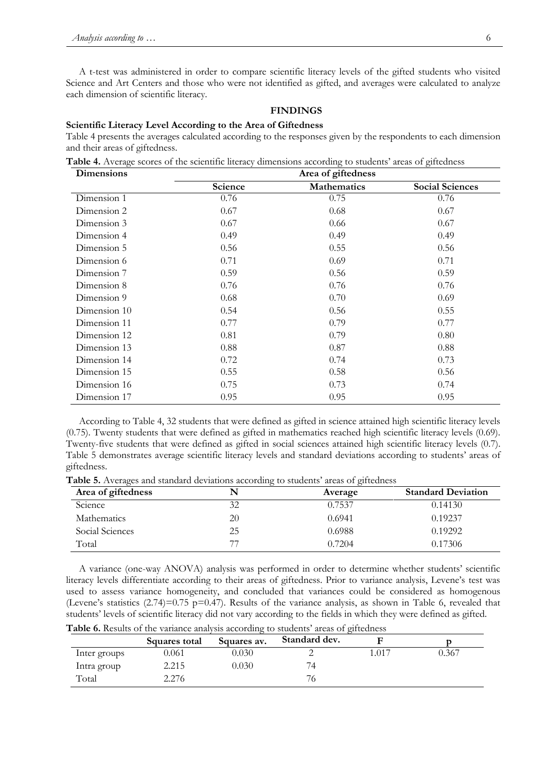A t-test was administered in order to compare scientific literacy levels of the gifted students who visited Science and Art Centers and those who were not identified as gifted, and averages were calculated to analyze each dimension of scientific literacy.

## FINDINGS

### Scientific Literacy Level According to the Area of Giftedness

Table 4 presents the averages calculated according to the responses given by the respondents to each dimension and their areas of giftedness.

**Table 4.** Average scores of the scientific literacy dimensions according to students' areas of giftedness

| Dimensions | Area of giftedness | | |
|---|---|---|---|
| | Science | Mathematics | Social Sciences |
| Dimension 1 | 0.76 | 0.75 | 0.76 |
| Dimension 2 | 0.67 | 0.68 | 0.67 |
| Dimension 3 | 0.67 | 0.66 | 0.67 |
| Dimension 4 | 0.49 | 0.49 | 0.49 |
| Dimension 5 | 0.56 | 0.55 | 0.56 |
| Dimension 6 | 0.71 | 0.69 | 0.71 |
| Dimension 7 | 0.59 | 0.56 | 0.59 |
| Dimension 8 | 0.76 | 0.76 | 0.76 |
| Dimension 9 | 0.68 | 0.70 | 0.69 |
| Dimension 10 | 0.54 | 0.56 | 0.55 |
| Dimension 11 | 0.77 | 0.79 | 0.77 |
| Dimension 12 | 0.81 | 0.79 | 0.80 |
| Dimension 13 | 0.88 | 0.87 | 0.88 |
| Dimension 14 | 0.72 | 0.74 | 0.73 |
| Dimension 15 | 0.55 | 0.58 | 0.56 |
| Dimension 16 | 0.75 | 0.73 | 0.74 |
| Dimension 17 | 0.95 | 0.95 | 0.95 |

According to Table 4, 32 students that were defined as gifted in science attained high scientific literacy levels (0.75). Twenty students that were defined as gifted in mathematics reached high scientific literacy levels (0.69). Twenty-five students that were defined as gifted in social sciences attained high scientific literacy levels (0.7). Table 5 demonstrates average scientific literacy levels and standard deviations according to students' areas of giftedness.

**Table 5.** Averages and standard deviations according to students' areas of giftedness

| Area of giftedness | N | Average | Standard Deviation |
|---|---|---|---|
| Science | 32 | 0.7537 | 0.14130 |
| Mathematics | 20 | 0.6941 | 0.19237 |
| Social Sciences | 25 | 0.6988 | 0.19292 |
| Total | 77 | 0.7204 | 0.17306 |

A variance (one-way ANOVA) analysis was performed in order to determine whether students' scientific literacy levels differentiate according to their areas of giftedness. Prior to variance analysis, Levene's test was used to assess variance homogeneity, and concluded that variances could be considered as homogenous (Levene's statistics (2.74)=0.75 p=0.47). Results of the variance analysis, as shown in Table 6, revealed that students' levels of scientific literacy did not vary according to the fields in which they were defined as gifted.

**Table 6.** Results of the variance analysis according to students' areas of giftedness

| | Squares total | Squares av. | Standard dev. | F | p |
|---|---|---|---|---|---|
| Inter groups | 0.061 | 0.030 | 2 | 1.017 | 0.367 |
| Intra group | 2.215 | 0.030 | 74 | | |
| Total | 2.276 | | 76 | | |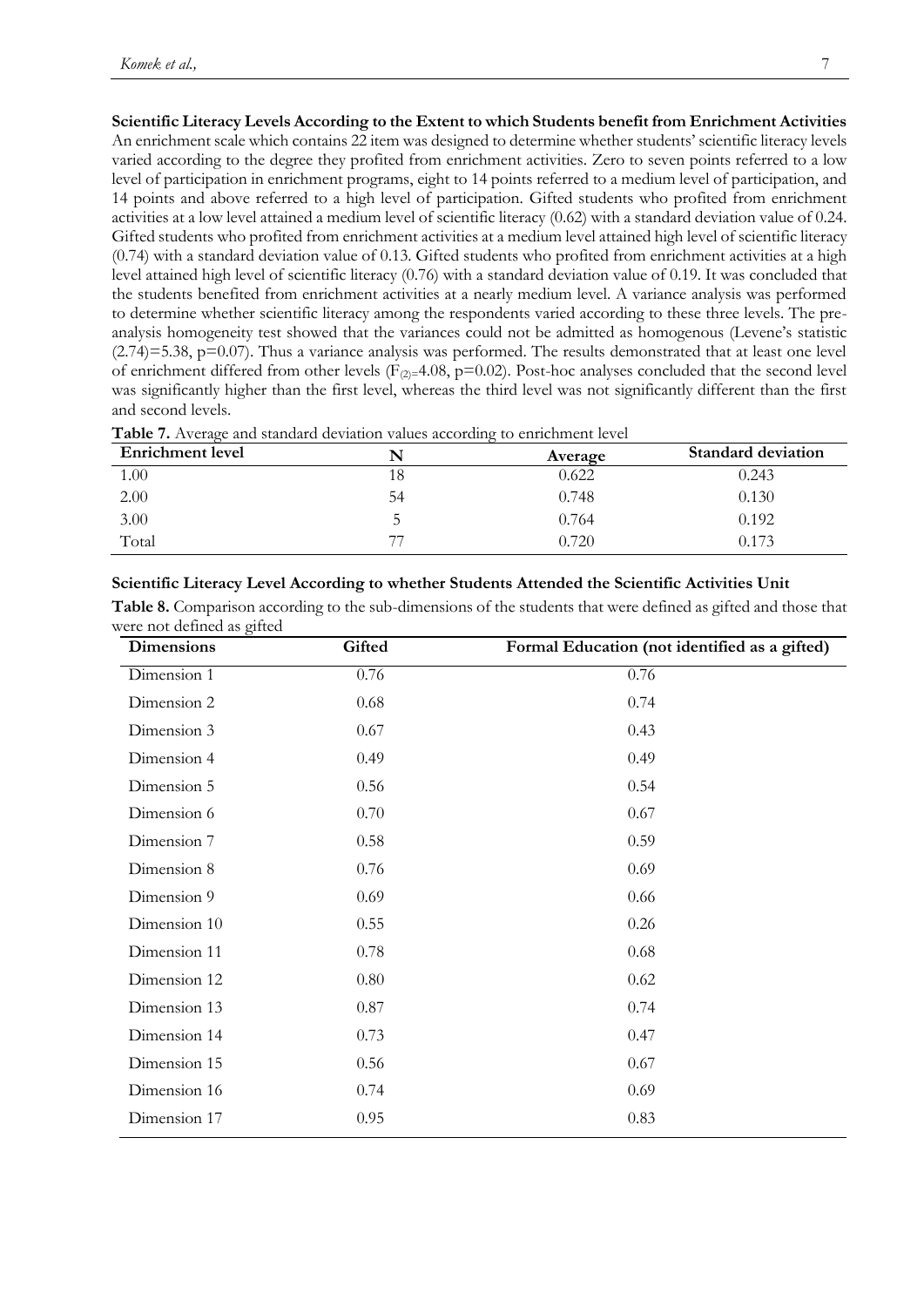**Scientific Literacy Levels According to the Extent to which Students benefit from Enrichment Activities**

An enrichment scale which contains 22 item was designed to determine whether students' scientific literacy levels varied according to the degree they profited from enrichment activities. Zero to seven points referred to a low level of participation in enrichment programs, eight to 14 points referred to a medium level of participation, and 14 points and above referred to a high level of participation. Gifted students who profited from enrichment activities at a low level attained a medium level of scientific literacy (0.62) with a standard deviation value of 0.24. Gifted students who profited from enrichment activities at a medium level attained high level of scientific literacy (0.74) with a standard deviation value of 0.13. Gifted students who profited from enrichment activities at a high level attained high level of scientific literacy (0.76) with a standard deviation value of 0.19. It was concluded that the students benefited from enrichment activities at a nearly medium level. A variance analysis was performed to determine whether scientific literacy among the respondents varied according to these three levels. The pre-analysis homogeneity test showed that the variances could not be admitted as homogenous (Levene's statistic $(2.74)=5.38$, $p=0.07$). Thus a variance analysis was performed. The results demonstrated that at least one level of enrichment differed from other levels ($F_{(2)}=4.08$, $p=0.02$). Post-hoc analyses concluded that the second level was significantly higher than the first level, whereas the third level was not significantly different than the first and second levels.

**Table 7.** Average and standard deviation values according to enrichment level

| Enrichment level | N | Average | Standard deviation |
|---|---|---|---|
| 1.00 | 18 | 0.622 | 0.243 |
| 2.00 | 54 | 0.748 | 0.130 |
| 3.00 | 5 | 0.764 | 0.192 |
| Total | 77 | 0.720 | 0.173 |

**Scientific Literacy Level According to whether Students Attended the Scientific Activities Unit**

**Table 8.** Comparison according to the sub-dimensions of the students that were defined as gifted and those that were not defined as gifted

| Dimensions | Gifted | Formal Education (not identified as a gifted) |
|---|---|---|
| Dimension 1 | 0.76 | 0.76 |
| Dimension 2 | 0.68 | 0.74 |
| Dimension 3 | 0.67 | 0.43 |
| Dimension 4 | 0.49 | 0.49 |
| Dimension 5 | 0.56 | 0.54 |
| Dimension 6 | 0.70 | 0.67 |
| Dimension 7 | 0.58 | 0.59 |
| Dimension 8 | 0.76 | 0.69 |
| Dimension 9 | 0.69 | 0.66 |
| Dimension 10 | 0.55 | 0.26 |
| Dimension 11 | 0.78 | 0.68 |
| Dimension 12 | 0.80 | 0.62 |
| Dimension 13 | 0.87 | 0.74 |
| Dimension 14 | 0.73 | 0.47 |
| Dimension 15 | 0.56 | 0.67 |
| Dimension 16 | 0.74 | 0.69 |
| Dimension 17 | 0.95 | 0.83 |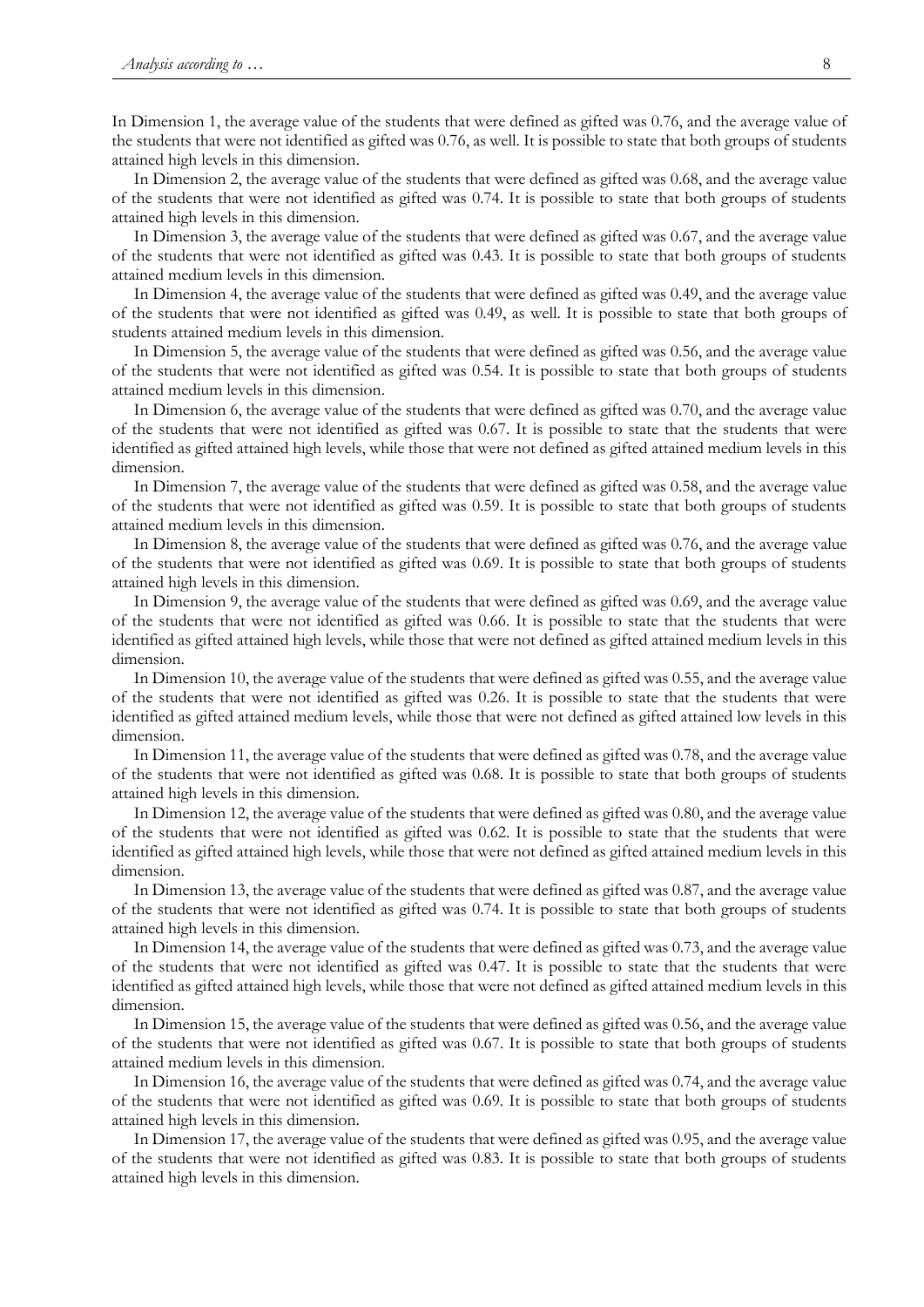In Dimension 1, the average value of the students that were defined as gifted was 0.76, and the average value of the students that were not identified as gifted was 0.76, as well. It is possible to state that both groups of students attained high levels in this dimension.

In Dimension 2, the average value of the students that were defined as gifted was 0.68, and the average value of the students that were not identified as gifted was 0.74. It is possible to state that both groups of students attained high levels in this dimension.

In Dimension 3, the average value of the students that were defined as gifted was 0.67, and the average value of the students that were not identified as gifted was 0.43. It is possible to state that both groups of students attained medium levels in this dimension.

In Dimension 4, the average value of the students that were defined as gifted was 0.49, and the average value of the students that were not identified as gifted was 0.49, as well. It is possible to state that both groups of students attained medium levels in this dimension.

In Dimension 5, the average value of the students that were defined as gifted was 0.56, and the average value of the students that were not identified as gifted was 0.54. It is possible to state that both groups of students attained medium levels in this dimension.

In Dimension 6, the average value of the students that were defined as gifted was 0.70, and the average value of the students that were not identified as gifted was 0.67. It is possible to state that the students that were identified as gifted attained high levels, while those that were not defined as gifted attained medium levels in this dimension.

In Dimension 7, the average value of the students that were defined as gifted was 0.58, and the average value of the students that were not identified as gifted was 0.59. It is possible to state that both groups of students attained medium levels in this dimension.

In Dimension 8, the average value of the students that were defined as gifted was 0.76, and the average value of the students that were not identified as gifted was 0.69. It is possible to state that both groups of students attained high levels in this dimension.

In Dimension 9, the average value of the students that were defined as gifted was 0.69, and the average value of the students that were not identified as gifted was 0.66. It is possible to state that the students that were identified as gifted attained high levels, while those that were not defined as gifted attained medium levels in this dimension.

In Dimension 10, the average value of the students that were defined as gifted was 0.55, and the average value of the students that were not identified as gifted was 0.26. It is possible to state that the students that were identified as gifted attained medium levels, while those that were not defined as gifted attained low levels in this dimension.

In Dimension 11, the average value of the students that were defined as gifted was 0.78, and the average value of the students that were not identified as gifted was 0.68. It is possible to state that both groups of students attained high levels in this dimension.

In Dimension 12, the average value of the students that were defined as gifted was 0.80, and the average value of the students that were not identified as gifted was 0.62. It is possible to state that the students that were identified as gifted attained high levels, while those that were not defined as gifted attained medium levels in this dimension.

In Dimension 13, the average value of the students that were defined as gifted was 0.87, and the average value of the students that were not identified as gifted was 0.74. It is possible to state that both groups of students attained high levels in this dimension.

In Dimension 14, the average value of the students that were defined as gifted was 0.73, and the average value of the students that were not identified as gifted was 0.47. It is possible to state that the students that were identified as gifted attained high levels, while those that were not defined as gifted attained medium levels in this dimension.

In Dimension 15, the average value of the students that were defined as gifted was 0.56, and the average value of the students that were not identified as gifted was 0.67. It is possible to state that both groups of students attained medium levels in this dimension.

In Dimension 16, the average value of the students that were defined as gifted was 0.74, and the average value of the students that were not identified as gifted was 0.69. It is possible to state that both groups of students attained high levels in this dimension.

In Dimension 17, the average value of the students that were defined as gifted was 0.95, and the average value of the students that were not identified as gifted was 0.83. It is possible to state that both groups of students attained high levels in this dimension.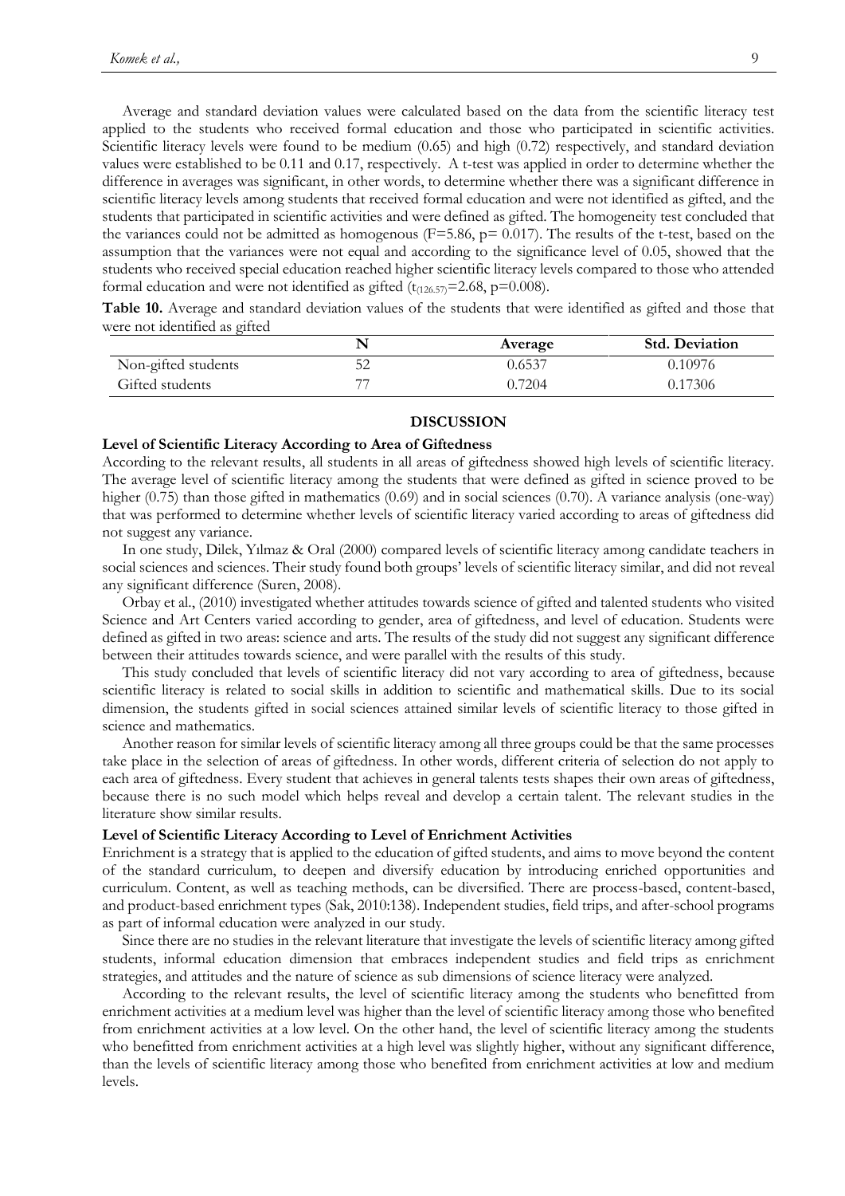Average and standard deviation values were calculated based on the data from the scientific literacy test applied to the students who received formal education and those who participated in scientific activities. Scientific literacy levels were found to be medium (0.65) and high (0.72) respectively, and standard deviation values were established to be 0.11 and 0.17, respectively. A t-test was applied in order to determine whether the difference in averages was significant, in other words, to determine whether there was a significant difference in scientific literacy levels among students that received formal education and were not identified as gifted, and the students that participated in scientific activities and were defined as gifted. The homogeneity test concluded that the variances could not be admitted as homogenous ($F=5.86$, $p= 0.017$). The results of the t-test, based on the assumption that the variances were not equal and according to the significance level of 0.05, showed that the students who received special education reached higher scientific literacy levels compared to those who attended formal education and were not identified as gifted ($t_{(126.57)}=2.68$, $p=0.008$).

**Table 10.** Average and standard deviation values of the students that were identified as gifted and those that were not identified as gifted

| | N | Average | Std. Deviation |
|---|---|---|---|
| Non-gifted students | 52 | 0.6537 | 0.10976 |
| Gifted students | 77 | 0.7204 | 0.17306 |

## DISCUSSION

### Level of Scientific Literacy According to Area of Giftedness

According to the relevant results, all students in all areas of giftedness showed high levels of scientific literacy. The average level of scientific literacy among the students that were defined as gifted in science proved to be higher (0.75) than those gifted in mathematics (0.69) and in social sciences (0.70). A variance analysis (one-way) that was performed to determine whether levels of scientific literacy varied according to areas of giftedness did not suggest any variance.

In one study, Dilek, Yılmaz & Oral (2000) compared levels of scientific literacy among candidate teachers in social sciences and sciences. Their study found both groups' levels of scientific literacy similar, and did not reveal any significant difference (Suren, 2008).

Orbay et al., (2010) investigated whether attitudes towards science of gifted and talented students who visited Science and Art Centers varied according to gender, area of giftedness, and level of education. Students were defined as gifted in two areas: science and arts. The results of the study did not suggest any significant difference between their attitudes towards science, and were parallel with the results of this study.

This study concluded that levels of scientific literacy did not vary according to area of giftedness, because scientific literacy is related to social skills in addition to scientific and mathematical skills. Due to its social dimension, the students gifted in social sciences attained similar levels of scientific literacy to those gifted in science and mathematics.

Another reason for similar levels of scientific literacy among all three groups could be that the same processes take place in the selection of areas of giftedness. In other words, different criteria of selection do not apply to each area of giftedness. Every student that achieves in general talents tests shapes their own areas of giftedness, because there is no such model which helps reveal and develop a certain talent. The relevant studies in the literature show similar results.

### Level of Scientific Literacy According to Level of Enrichment Activities

Enrichment is a strategy that is applied to the education of gifted students, and aims to move beyond the content of the standard curriculum, to deepen and diversify education by introducing enriched opportunities and curriculum. Content, as well as teaching methods, can be diversified. There are process-based, content-based, and product-based enrichment types (Sak, 2010:138). Independent studies, field trips, and after-school programs as part of informal education were analyzed in our study.

Since there are no studies in the relevant literature that investigate the levels of scientific literacy among gifted students, informal education dimension that embraces independent studies and field trips as enrichment strategies, and attitudes and the nature of science as sub dimensions of science literacy were analyzed.

According to the relevant results, the level of scientific literacy among the students who benefitted from enrichment activities at a medium level was higher than the level of scientific literacy among those who benefited from enrichment activities at a low level. On the other hand, the level of scientific literacy among the students who benefitted from enrichment activities at a high level was slightly higher, without any significant difference, than the levels of scientific literacy among those who benefited from enrichment activities at low and medium levels.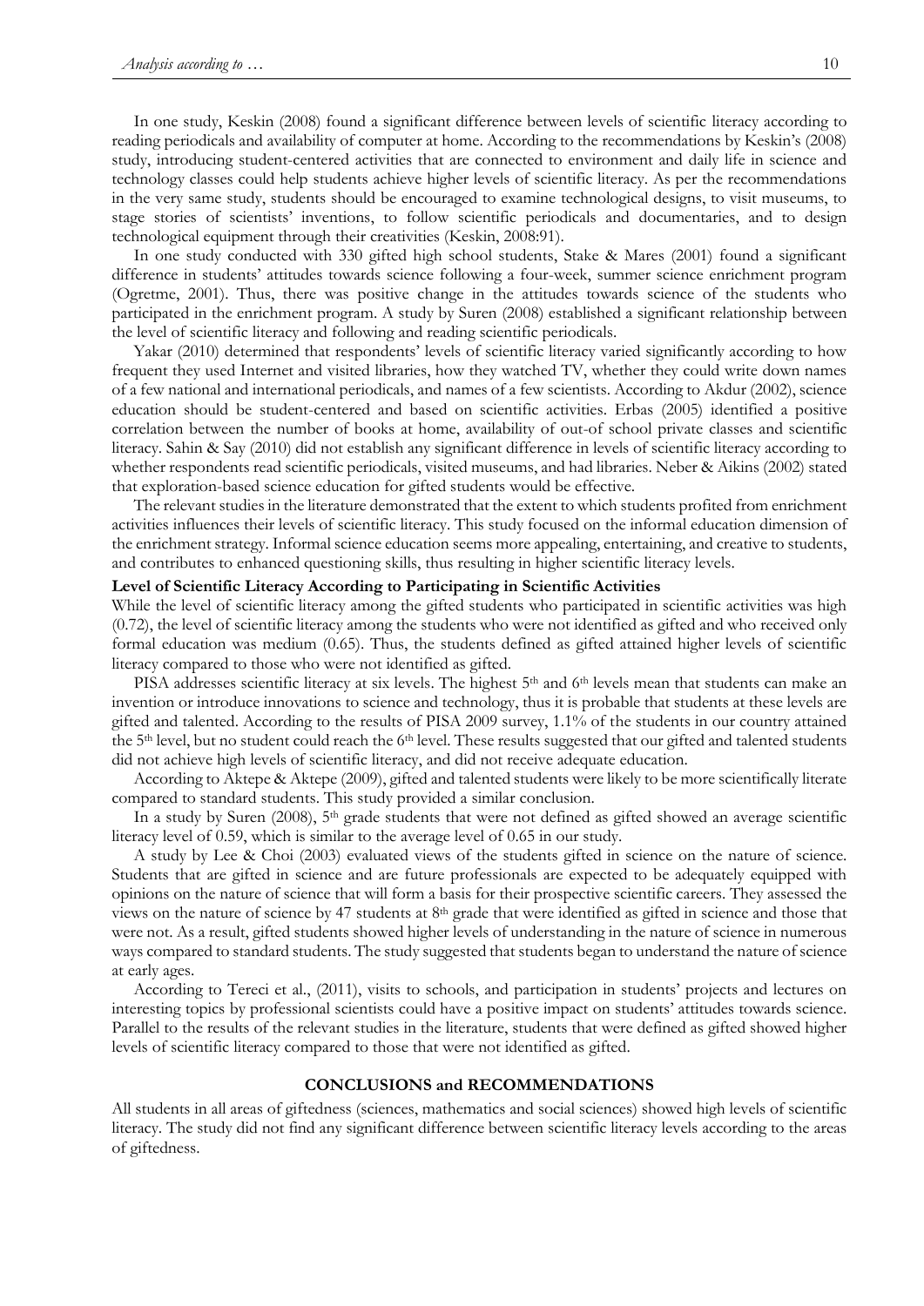In one study, Keskin (2008) found a significant difference between levels of scientific literacy according to reading periodicals and availability of computer at home. According to the recommendations by Keskin's (2008) study, introducing student-centered activities that are connected to environment and daily life in science and technology classes could help students achieve higher levels of scientific literacy. As per the recommendations in the very same study, students should be encouraged to examine technological designs, to visit museums, to stage stories of scientists' inventions, to follow scientific periodicals and documentaries, and to design technological equipment through their creativities (Keskin, 2008:91).

In one study conducted with 330 gifted high school students, Stake & Mares (2001) found a significant difference in students' attitudes towards science following a four-week, summer science enrichment program (Ogretme, 2001). Thus, there was positive change in the attitudes towards science of the students who participated in the enrichment program. A study by Suren (2008) established a significant relationship between the level of scientific literacy and following and reading scientific periodicals.

Yakar (2010) determined that respondents' levels of scientific literacy varied significantly according to how frequent they used Internet and visited libraries, how they watched TV, whether they could write down names of a few national and international periodicals, and names of a few scientists. According to Akdur (2002), science education should be student-centered and based on scientific activities. Erbas (2005) identified a positive correlation between the number of books at home, availability of out-of school private classes and scientific literacy. Sahin & Say (2010) did not establish any significant difference in levels of scientific literacy according to whether respondents read scientific periodicals, visited museums, and had libraries. Neber & Aikins (2002) stated that exploration-based science education for gifted students would be effective.

The relevant studies in the literature demonstrated that the extent to which students profited from enrichment activities influences their levels of scientific literacy. This study focused on the informal education dimension of the enrichment strategy. Informal science education seems more appealing, entertaining, and creative to students, and contributes to enhanced questioning skills, thus resulting in higher scientific literacy levels.

**Level of Scientific Literacy According to Participating in Scientific Activities**

While the level of scientific literacy among the gifted students who participated in scientific activities was high (0.72), the level of scientific literacy among the students who were not identified as gifted and who received only formal education was medium (0.65). Thus, the students defined as gifted attained higher levels of scientific literacy compared to those who were not identified as gifted.

PISA addresses scientific literacy at six levels. The highest 5th and 6th levels mean that students can make an invention or introduce innovations to science and technology, thus it is probable that students at these levels are gifted and talented. According to the results of PISA 2009 survey, 1.1% of the students in our country attained the 5th level, but no student could reach the 6th level. These results suggested that our gifted and talented students did not achieve high levels of scientific literacy, and did not receive adequate education.

According to Aktepe & Aktepe (2009), gifted and talented students were likely to be more scientifically literate compared to standard students. This study provided a similar conclusion.

In a study by Suren (2008), 5th grade students that were not defined as gifted showed an average scientific literacy level of 0.59, which is similar to the average level of 0.65 in our study.

A study by Lee & Choi (2003) evaluated views of the students gifted in science on the nature of science. Students that are gifted in science and are future professionals are expected to be adequately equipped with opinions on the nature of science that will form a basis for their prospective scientific careers. They assessed the views on the nature of science by 47 students at 8th grade that were identified as gifted in science and those that were not. As a result, gifted students showed higher levels of understanding in the nature of science in numerous ways compared to standard students. The study suggested that students began to understand the nature of science at early ages.

According to Tereci et al., (2011), visits to schools, and participation in students' projects and lectures on interesting topics by professional scientists could have a positive impact on students' attitudes towards science. Parallel to the results of the relevant studies in the literature, students that were defined as gifted showed higher levels of scientific literacy compared to those that were not identified as gifted.

## CONCLUSIONS and RECOMMENDATIONS

All students in all areas of giftedness (sciences, mathematics and social sciences) showed high levels of scientific literacy. The study did not find any significant difference between scientific literacy levels according to the areas of giftedness.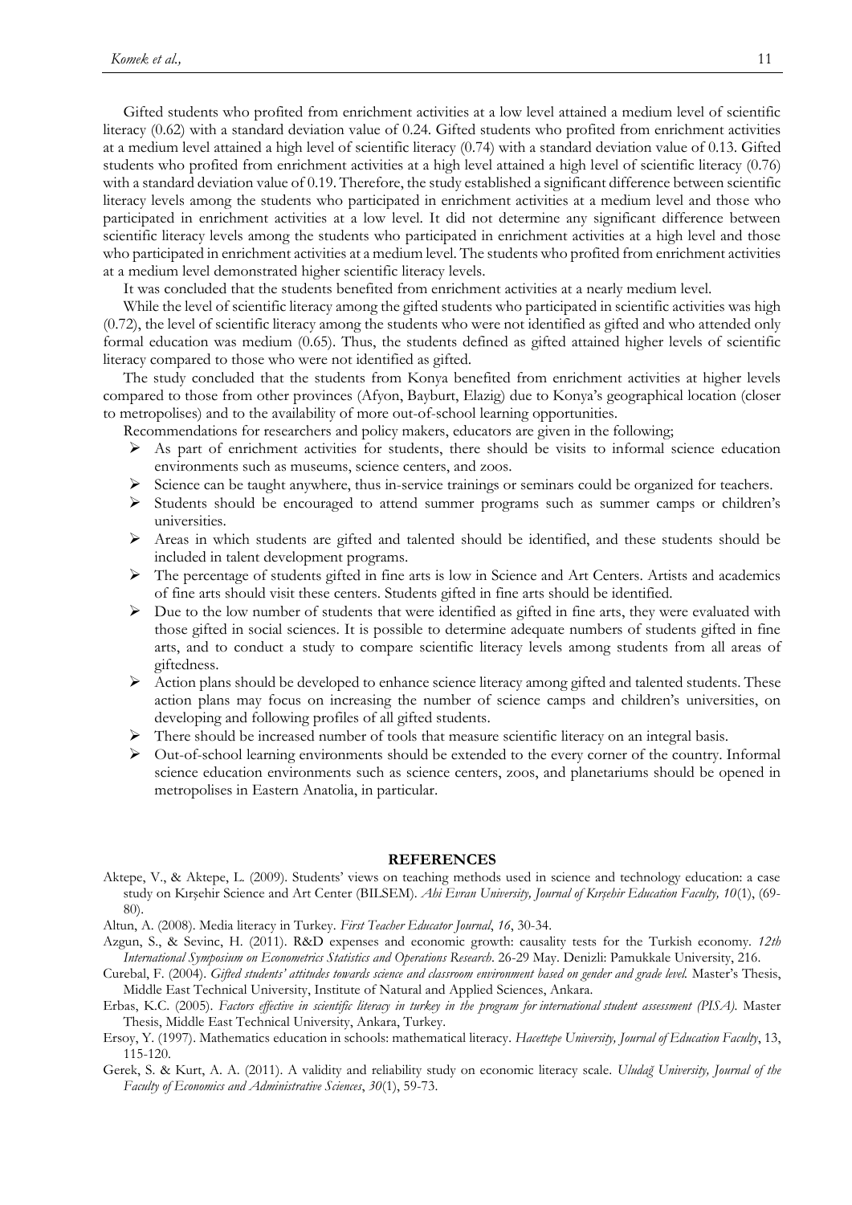Gifted students who profited from enrichment activities at a low level attained a medium level of scientific literacy (0.62) with a standard deviation value of 0.24. Gifted students who profited from enrichment activities at a medium level attained a high level of scientific literacy (0.74) with a standard deviation value of 0.13. Gifted students who profited from enrichment activities at a high level attained a high level of scientific literacy (0.76) with a standard deviation value of 0.19. Therefore, the study established a significant difference between scientific literacy levels among the students who participated in enrichment activities at a medium level and those who participated in enrichment activities at a low level. It did not determine any significant difference between scientific literacy levels among the students who participated in enrichment activities at a high level and those who participated in enrichment activities at a medium level. The students who profited from enrichment activities at a medium level demonstrated higher scientific literacy levels.

It was concluded that the students benefited from enrichment activities at a nearly medium level.

While the level of scientific literacy among the gifted students who participated in scientific activities was high (0.72), the level of scientific literacy among the students who were not identified as gifted and who attended only formal education was medium (0.65). Thus, the students defined as gifted attained higher levels of scientific literacy compared to those who were not identified as gifted.

The study concluded that the students from Konya benefited from enrichment activities at higher levels compared to those from other provinces (Afyon, Bayburt, Elazig) due to Konya's geographical location (closer to metropolises) and to the availability of more out-of-school learning opportunities.

Recommendations for researchers and policy makers, educators are given in the following;

- As part of enrichment activities for students, there should be visits to informal science education environments such as museums, science centers, and zoos.
- Science can be taught anywhere, thus in-service trainings or seminars could be organized for teachers.
- Students should be encouraged to attend summer programs such as summer camps or children's universities.
- Areas in which students are gifted and talented should be identified, and these students should be included in talent development programs.
- The percentage of students gifted in fine arts is low in Science and Art Centers. Artists and academics of fine arts should visit these centers. Students gifted in fine arts should be identified.
- Due to the low number of students that were identified as gifted in fine arts, they were evaluated with those gifted in social sciences. It is possible to determine adequate numbers of students gifted in fine arts, and to conduct a study to compare scientific literacy levels among students from all areas of giftedness.
- Action plans should be developed to enhance science literacy among gifted and talented students. These action plans may focus on increasing the number of science camps and children's universities, on developing and following profiles of all gifted students.
- There should be increased number of tools that measure scientific literacy on an integral basis.
- Out-of-school learning environments should be extended to the every corner of the country. Informal science education environments such as science centers, zoos, and planetariums should be opened in metropolises in Eastern Anatolia, in particular.

## REFERENCES

Aktepe, V., & Aktepe, L. (2009). Students' views on teaching methods used in science and technology education: a case study on Kırşehir Science and Art Center (BILSEM). *Ahi Evran University, Journal of Kırşehir Education Faculty, 10*(1), (69-80).

Altun, A. (2008). Media literacy in Turkey. *First Teacher Educator Journal*, *16*, 30-34.

Azgun, S., & Sevinc, H. (2011). R&D expenses and economic growth: causality tests for the Turkish economy. *12th International Symposium on Econometrics Statistics and Operations Research*. 26-29 May. Denizli: Pamukkale University, 216.

Curebal, F. (2004). *Gifted students' attitudes towards science and classroom environment based on gender and grade level.* Master's Thesis, Middle East Technical University, Institute of Natural and Applied Sciences, Ankara.

Erbas, K.C. (2005). *Factors effective in scientific literacy in turkey in the program for international student assessment (PISA).* Master Thesis, Middle East Technical University, Ankara, Turkey.

Ersoy, Y. (1997). Mathematics education in schools: mathematical literacy. *Hacettepe University, Journal of Education Faculty*, 13, 115-120.

Gerek, S. & Kurt, A. A. (2011). A validity and reliability study on economic literacy scale. *Uludağ University, Journal of the Faculty of Economics and Administrative Sciences*, *30*(1), 59-73.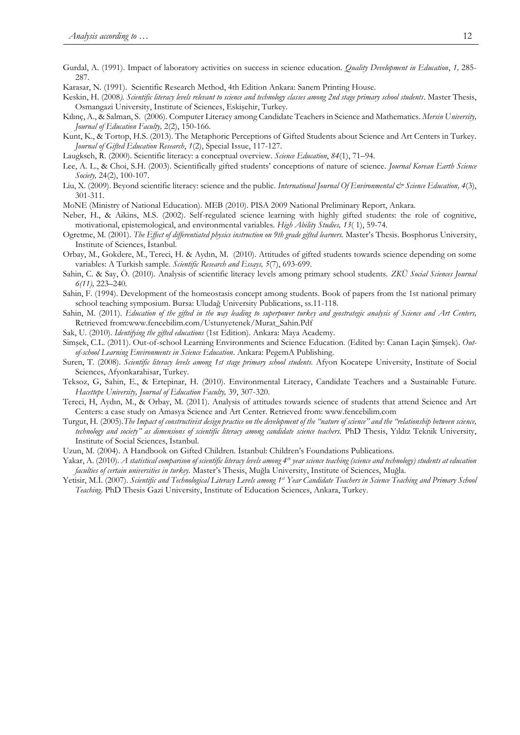Gurdal, A. (1991). Impact of laboratory activities on success in science education. *Quality Development in Education*, *1,* 285-287.

Karasar, N. (1991). Scientific Research Method, 4th Edition Ankara: Sanem Printing House.

Keskin, H. (2008*). Scientific literacy levels relevant to science and technology classes among 2nd stage primary school students*. Master Thesis, Osmangazi University, Institute of Sciences, Eskişehir, Turkey.

Kılınç, A., & Salman, S. (2006). Computer Literacy among Candidate Teachers in Science and Mathematics. *Mersin University, Journal of Education Faculty,* 2(2), 150-166.

Kunt, K., & Tortop, H.S. (2013). The Metaphoric Perceptions of Gifted Students about Science and Art Centers in Turkey. *Journal of Gifted Education Research*, *1*(2), Special Issue, 117-127.

Laugksch, R. (2000). Scientific literacy: a conceptual overview. *Science Education*, *84*(1), 71–94.

Lee, A. L., & Choi, S.H. (2003). Scientifically gifted students' conceptions of nature of science. *Journal Korean Earth Science Society,* 24(2), 100-107.

Liu, X. (2009). Beyond scientific literacy: science and the public. *International Journal Of Environmental & Science Education, 4*(3), 301-311.

MoNE (Ministry of National Education). MEB (2010). PISA 2009 National Preliminary Report, Ankara.

Neber, H., & Aikins, M.S. (2002). Self-regulated science learning with highly gifted students: the role of cognitive, motivational, epistemological, and environmental variables. *High Ability Studies, 13*( 1), 59-74.

Ogretme, M. (2001). *The Effect of differentiated physics instruction on 9th grade gifted learners.* Master's Thesis. Bosphorus University, Institute of Sciences, İstanbul.

Orbay, M., Gokdere, M., Tereci, H. & Aydın, M. (2010). Attitudes of gifted students towards science depending on some variables: A Turkish sample. *Scientific Research and Essays, 5*(7), 693-699.

Sahin, C. & Say, Ö. (2010). Analysis of scientific literacy levels among primary school students. *ZKÜ Social Sciences Journal 6(11),* 223–240.

Sahin, F. (1994). Development of the homeostasis concept among students. Book of papers from the 1st national primary school teaching symposium. Bursa: Uludağ University Publications, ss.11-118.

Sahin, M. (2011). *Education of the gifted in the way leading to superpower turkey and geostrategic analysis of Science and Art Centers,* Retrieved from:www.fencebilim.com/Ustunyetenek/Murat_Sahin.Pdf

Sak, U. (2010). *Identifying the gifted educations* (1st Edition). Ankara: Maya Academy.

Simşek, C.L. (2011). Out-of-school Learning Environments and Science Education. (Edited by: Canan Laçin Şimşek). *Out-of-school Learning Environments in Science Education*. Ankara: PegemA Publishing.

Suren, T. (2008). *Scientific literacy levels among 1st stage primary school students.* Afyon Kocatepe University, Institute of Social Sciences, Afyonkarahisar, Turkey.

Teksoz, G, Sahin, E., & Ertepinar, H. (2010). Environmental Literacy, Candidate Teachers and a Sustainable Future. *Hacettepe University, Journal of Education Faculty,* 39, 307-320.

Tereci, H, Aydın, M., & Orbay, M. (2011). Analysis of attitudes towards science of students that attend Science and Art Centers: a case study on Amasya Science and Art Center. Retrieved from: www.fencebilim.com

Turgut, H. (2005).*The Impact of constructivist design practice on the development of the "nature of science" and the "relationship between science, technology and society" as dimensions of scientific literacy among candidate science teachers.* PhD Thesis, Yıldız Teknik University, Institute of Social Sciences, Istanbul.

Uzun, M. (2004). A Handbook on Gifted Children. İstanbul: Children's Foundations Publications.

Yakar, A. (2010). *A statistical comparison of scientific literacy levels among 4th year science teaching (science and technology) students at education faculties of certain universities in turkey.* Master's Thesis, Muğla University, Institute of Sciences, Muğla.

Yetisir, M.İ. (2007). *Scientific and Technological Literacy Levels among 1st Year Candidate Teachers in Science Teaching and Primary School Teaching.* PhD Thesis Gazi University, Institute of Education Sciences, Ankara, Turkey.